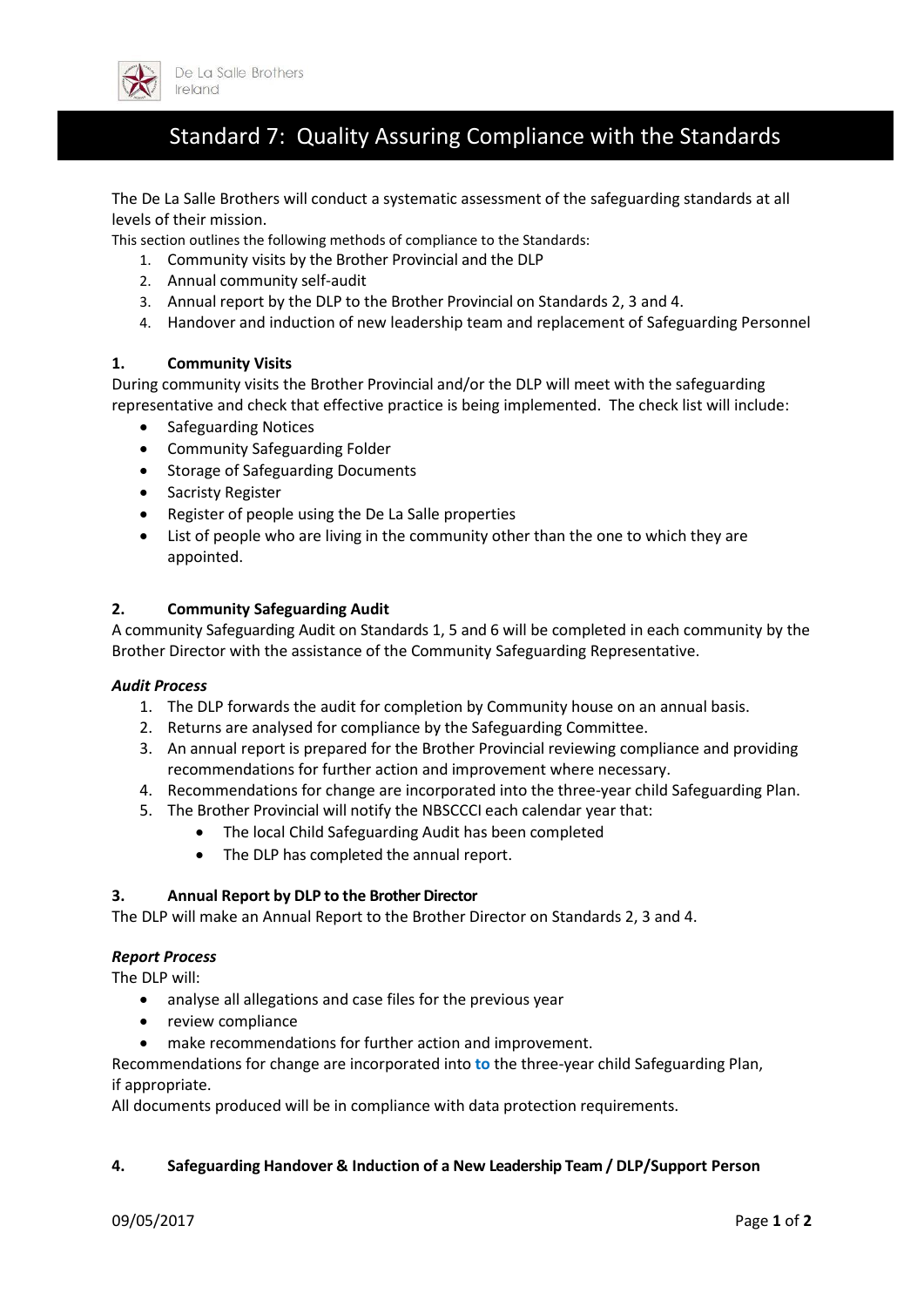# Standard 7: Quality Assuring Compliance with the Standards

The De La Salle Brothers will conduct a systematic assessment of the safeguarding standards at all levels of their mission.

This section outlines the following methods of compliance to the Standards:

1. Community visits by the Brother Provincial and the DLP
2. Annual community self-audit
3. Annual report by the DLP to the Brother Provincial on Standards 2, 3 and 4.
4. Handover and induction of new leadership team and replacement of Safeguarding Personnel

## 1. Community Visits

During community visits the Brother Provincial and/or the DLP will meet with the safeguarding representative and check that effective practice is being implemented. The check list will include:

- Safeguarding Notices
- Community Safeguarding Folder
- Storage of Safeguarding Documents
- Sacristy Register
- Register of people using the De La Salle properties
- List of people who are living in the community other than the one to which they are appointed.

## 2. Community Safeguarding Audit

A community Safeguarding Audit on Standards 1, 5 and 6 will be completed in each community by the Brother Director with the assistance of the Community Safeguarding Representative.

### *Audit Process*

1. The DLP forwards the audit for completion by Community house on an annual basis.
2. Returns are analysed for compliance by the Safeguarding Committee.
3. An annual report is prepared for the Brother Provincial reviewing compliance and providing recommendations for further action and improvement where necessary.
4. Recommendations for change are incorporated into the three-year child Safeguarding Plan.
5. The Brother Provincial will notify the NBSCCCI each calendar year that:
   - The local Child Safeguarding Audit has been completed
   - The DLP has completed the annual report.

## 3. Annual Report by DLP to the Brother Director

The DLP will make an Annual Report to the Brother Director on Standards 2, 3 and 4.

### *Report Process*

The DLP will:

- analyse all allegations and case files for the previous year
- review compliance
- make recommendations for further action and improvement.

Recommendations for change are incorporated into **to** the three-year child Safeguarding Plan, if appropriate.

All documents produced will be in compliance with data protection requirements.

## 4. Safeguarding Handover & Induction of a New Leadership Team / DLP/Support Person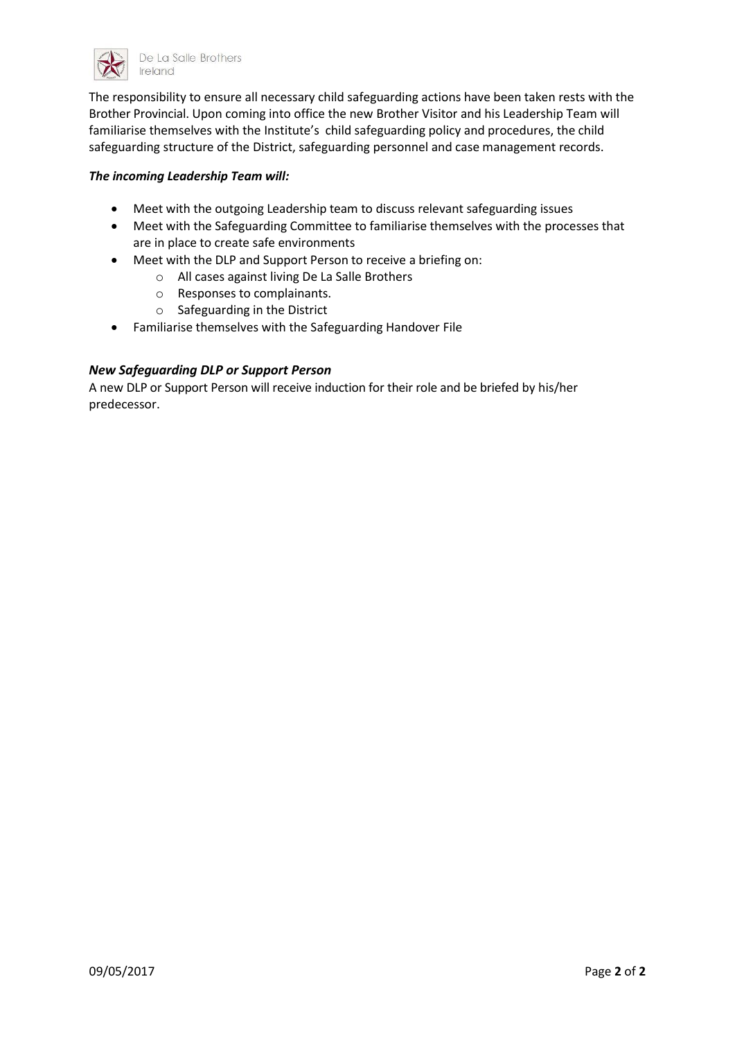The responsibility to ensure all necessary child safeguarding actions have been taken rests with the Brother Provincial. Upon coming into office the new Brother Visitor and his Leadership Team will familiarise themselves with the Institute's child safeguarding policy and procedures, the child safeguarding structure of the District, safeguarding personnel and case management records.

***The incoming Leadership Team will:***

- Meet with the outgoing Leadership team to discuss relevant safeguarding issues
- Meet with the Safeguarding Committee to familiarise themselves with the processes that are in place to create safe environments
- Meet with the DLP and Support Person to receive a briefing on:
  - All cases against living De La Salle Brothers
  - Responses to complainants.
  - Safeguarding in the District
- Familiarise themselves with the Safeguarding Handover File

### ***New Safeguarding DLP or Support Person***

A new DLP or Support Person will receive induction for their role and be briefed by his/her predecessor.